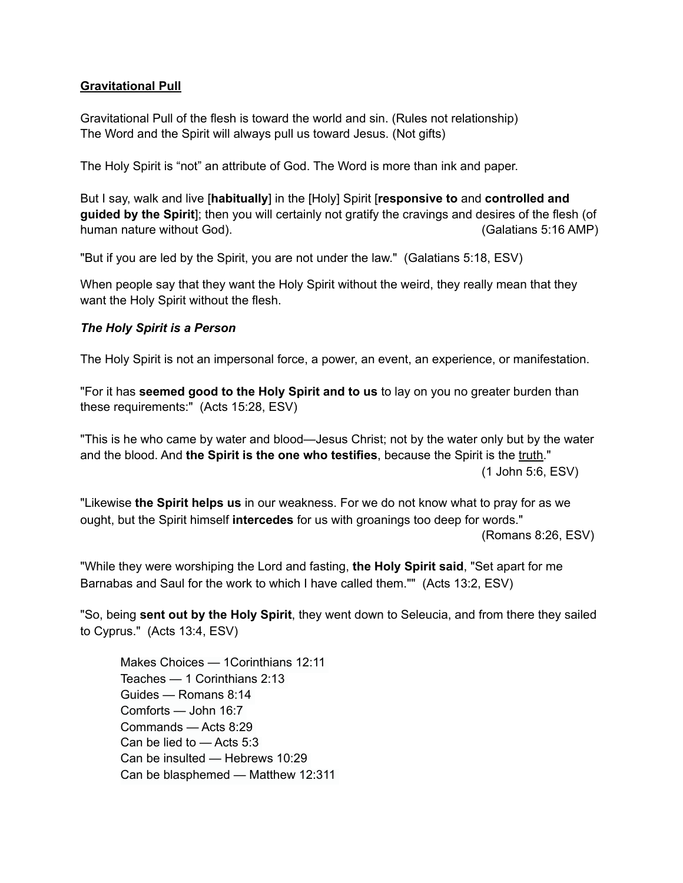<u>**Gravitational Pull**</u>

Gravitational Pull of the flesh is toward the world and sin. (Rules not relationship)
The Word and the Spirit will always pull us toward Jesus. (Not gifts)

The Holy Spirit is “not” an attribute of God. The Word is more than ink and paper.

But I say, walk and live [**habitually**] in the [Holy] Spirit [**responsive to** and **controlled and guided by the Spirit**]; then you will certainly not gratify the cravings and desires of the flesh (of human nature without God). (Galatians 5:16 AMP)

"But if you are led by the Spirit, you are not under the law." (Galatians 5:18, ESV)

When people say that they want the Holy Spirit without the weird, they really mean that they want the Holy Spirit without the flesh.

***The Holy Spirit is a Person***

The Holy Spirit is not an impersonal force, a power, an event, an experience, or manifestation.

"For it has **seemed good to the Holy Spirit and to us** to lay on you no greater burden than these requirements:" (Acts 15:28, ESV)

"This is he who came by water and blood—Jesus Christ; not by the water only but by the water and the blood. And **the Spirit is the one who testifies**, because the Spirit is the <u>truth</u>." (1 John 5:6, ESV)

"Likewise **the Spirit helps us** in our weakness. For we do not know what to pray for as we ought, but the Spirit himself **intercedes** for us with groanings too deep for words." (Romans 8:26, ESV)

"While they were worshiping the Lord and fasting, **the Holy Spirit said**, "Set apart for me Barnabas and Saul for the work to which I have called them."" (Acts 13:2, ESV)

"So, being **sent out by the Holy Spirit**, they went down to Seleucia, and from there they sailed to Cyprus." (Acts 13:4, ESV)

Makes Choices — 1Corinthians 12:11
Teaches — 1 Corinthians 2:13
Guides — Romans 8:14
Comforts — John 16:7
Commands — Acts 8:29
Can be lied to — Acts 5:3
Can be insulted — Hebrews 10:29
Can be blasphemed — Matthew 12:311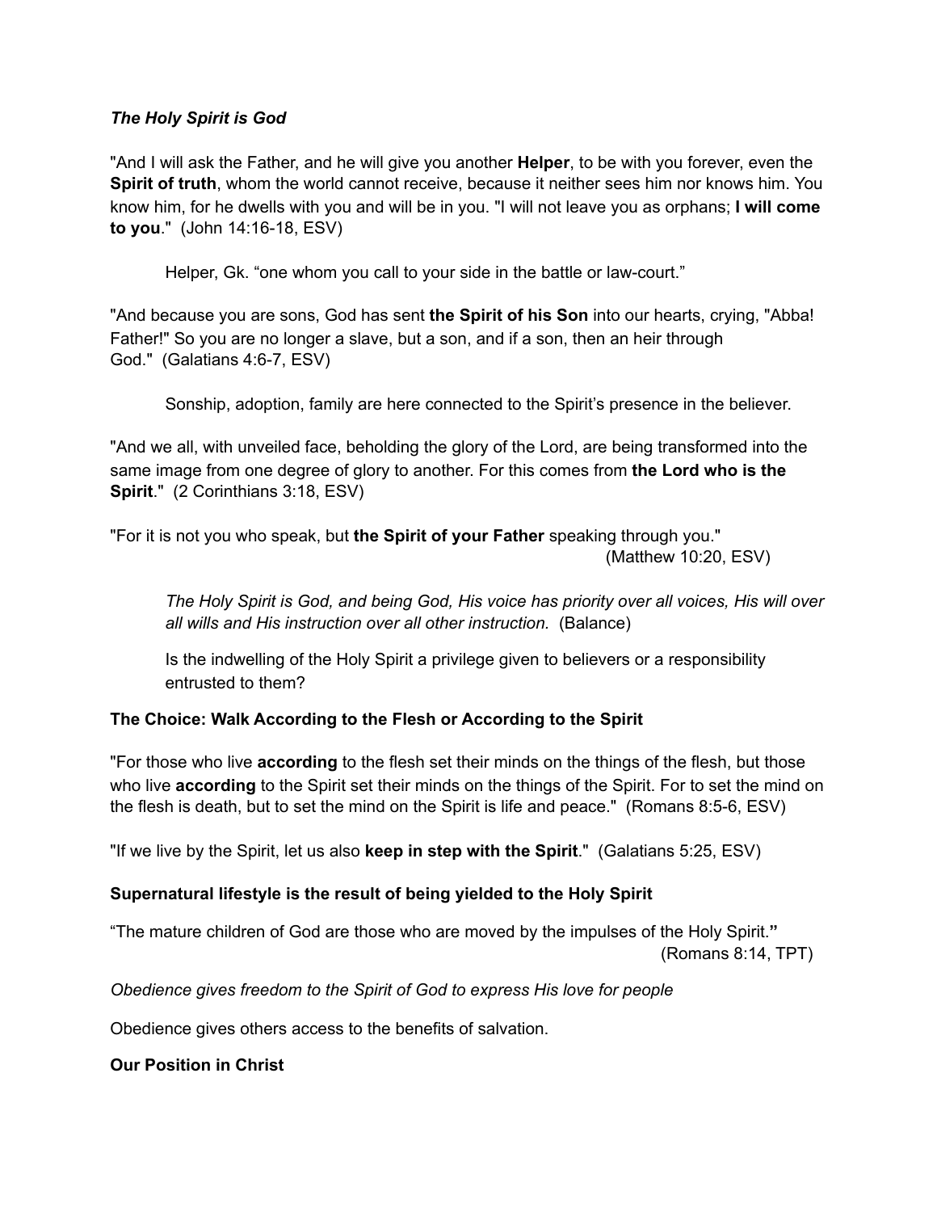***The Holy Spirit is God***

"And I will ask the Father, and he will give you another **Helper**, to be with you forever, even the **Spirit of truth**, whom the world cannot receive, because it neither sees him nor knows him. You know him, for he dwells with you and will be in you. "I will not leave you as orphans; **I will come to you**." (John 14:16-18, ESV)

> Helper, Gk. "one whom you call to your side in the battle or law-court."

"And because you are sons, God has sent **the Spirit of his Son** into our hearts, crying, "Abba! Father!" So you are no longer a slave, but a son, and if a son, then an heir through God." (Galatians 4:6-7, ESV)

> Sonship, adoption, family are here connected to the Spirit's presence in the believer.

"And we all, with unveiled face, beholding the glory of the Lord, are being transformed into the same image from one degree of glory to another. For this comes from **the Lord who is the Spirit**." (2 Corinthians 3:18, ESV)

"For it is not you who speak, but **the Spirit of your Father** speaking through you."
(Matthew 10:20, ESV)

> *The Holy Spirit is God, and being God, His voice has priority over all voices, His will over all wills and His instruction over all other instruction.* (Balance)
>
> Is the indwelling of the Holy Spirit a privilege given to believers or a responsibility entrusted to them?

**The Choice: Walk According to the Flesh or According to the Spirit**

"For those who live **according** to the flesh set their minds on the things of the flesh, but those who live **according** to the Spirit set their minds on the things of the Spirit. For to set the mind on the flesh is death, but to set the mind on the Spirit is life and peace." (Romans 8:5-6, ESV)

"If we live by the Spirit, let us also **keep in step with the Spirit**." (Galatians 5:25, ESV)

**Supernatural lifestyle is the result of being yielded to the Holy Spirit**

"The mature children of God are those who are moved by the impulses of the Holy Spirit."
(Romans 8:14, TPT)

*Obedience gives freedom to the Spirit of God to express His love for people*

Obedience gives others access to the benefits of salvation.

**Our Position in Christ**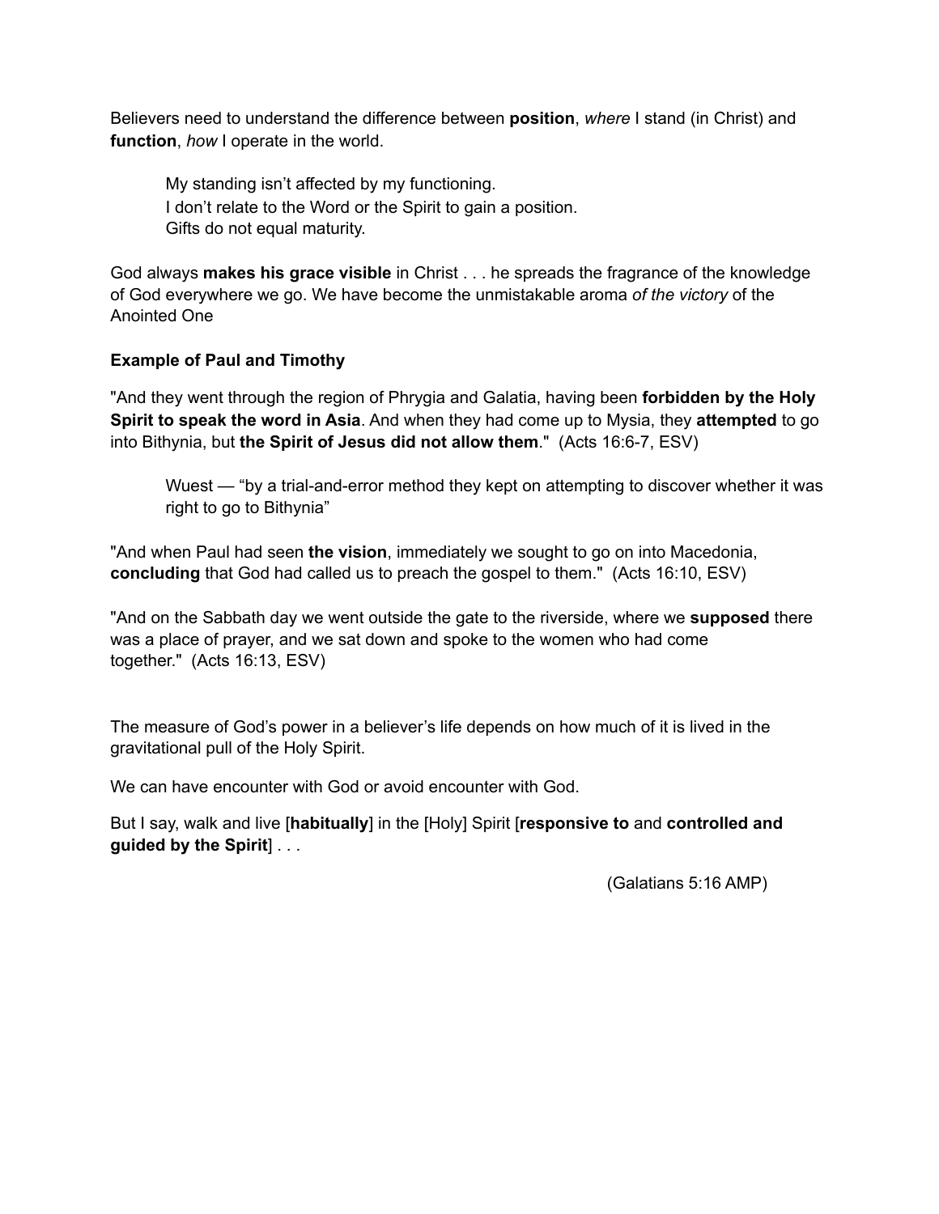Believers need to understand the difference between **position**, *where* I stand (in Christ) and **function**, *how* I operate in the world.

> My standing isn't affected by my functioning.
> I don't relate to the Word or the Spirit to gain a position.
> Gifts do not equal maturity.

God always **makes his grace visible** in Christ . . . he spreads the fragrance of the knowledge of God everywhere we go. We have become the unmistakable aroma *of the victory* of the Anointed One

**Example of Paul and Timothy**

"And they went through the region of Phrygia and Galatia, having been **forbidden by the Holy Spirit to speak the word in Asia**. And when they had come up to Mysia, they **attempted** to go into Bithynia, but **the Spirit of Jesus did not allow them**." (Acts 16:6-7, ESV)

> Wuest — "by a trial-and-error method they kept on attempting to discover whether it was right to go to Bithynia"

"And when Paul had seen **the vision**, immediately we sought to go on into Macedonia, **concluding** that God had called us to preach the gospel to them." (Acts 16:10, ESV)

"And on the Sabbath day we went outside the gate to the riverside, where we **supposed** there was a place of prayer, and we sat down and spoke to the women who had come together." (Acts 16:13, ESV)

The measure of God's power in a believer's life depends on how much of it is lived in the gravitational pull of the Holy Spirit.

We can have encounter with God or avoid encounter with God.

But I say, walk and live [**habitually**] in the [Holy] Spirit [**responsive to** and **controlled and guided by the Spirit**] . . .

(Galatians 5:16 AMP)